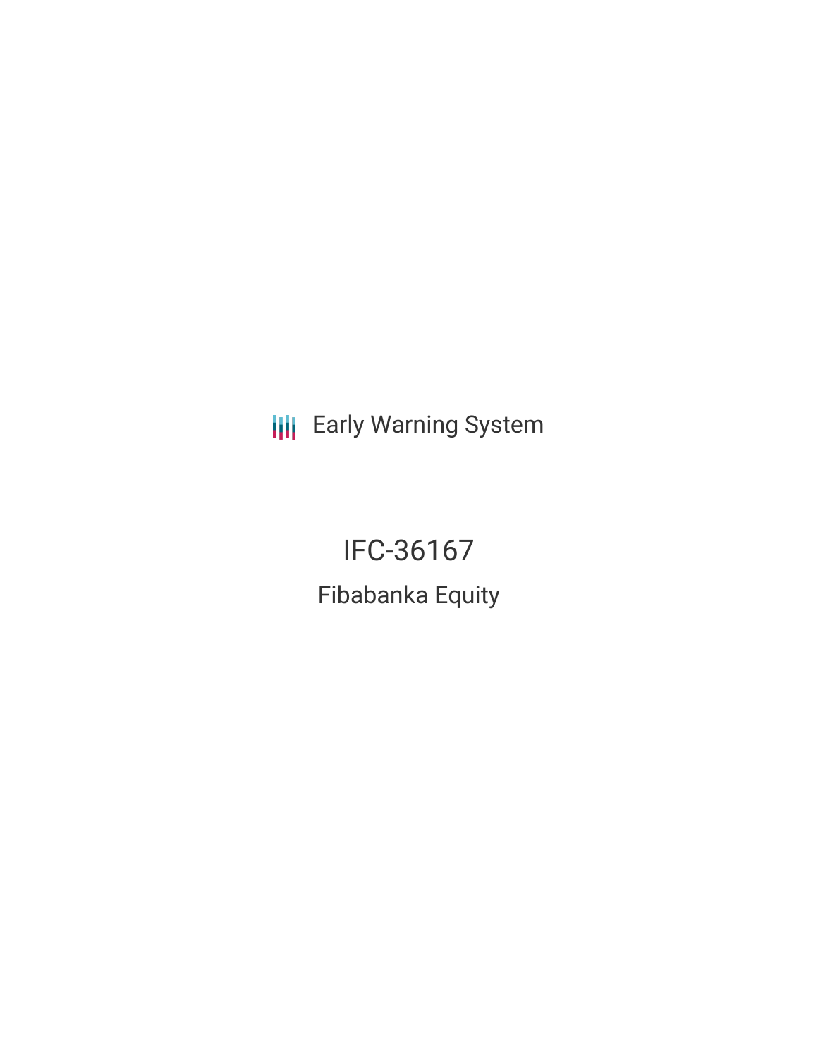Early Warning System

# IFC-36167

## Fibabanka Equity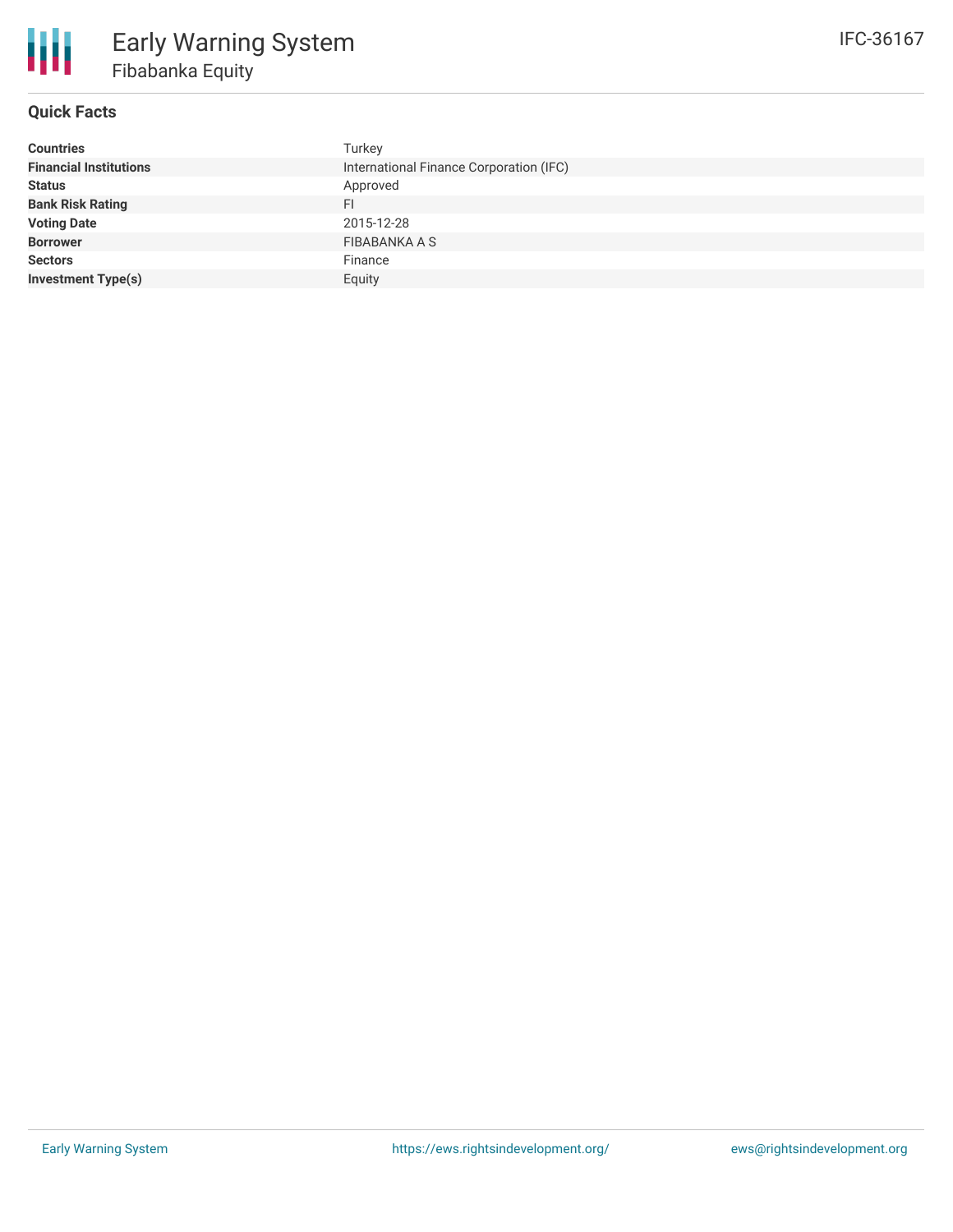# Early Warning System

## Fibabanka Equity

IFC-36167

### Quick Facts

| | |
|---|---|
| **Countries** | Turkey |
| **Financial Institutions** | International Finance Corporation (IFC) |
| **Status** | Approved |
| **Bank Risk Rating** | FI |
| **Voting Date** | 2015-12-28 |
| **Borrower** | FIBABANKA A S |
| **Sectors** | Finance |
| **Investment Type(s)** | Equity |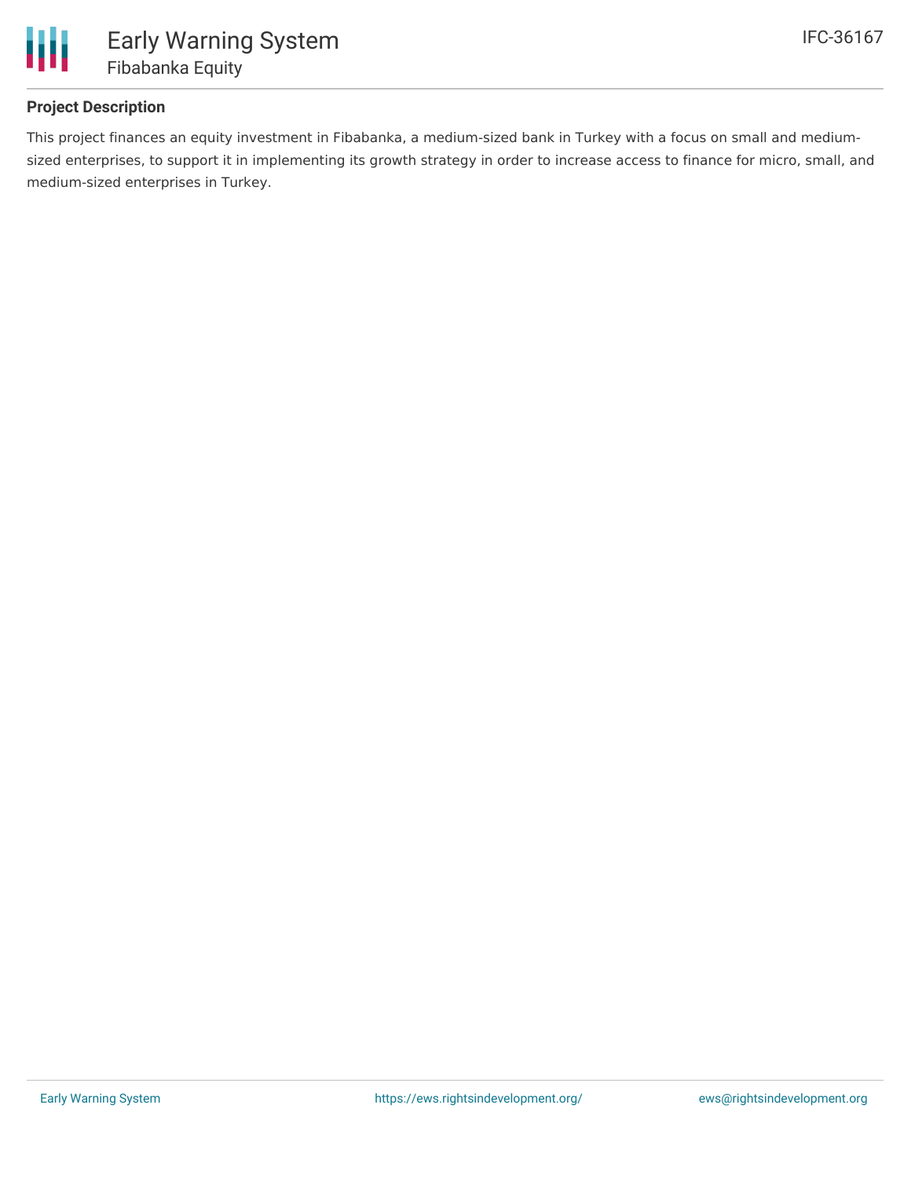### Project Description

This project finances an equity investment in Fibabanka, a medium-sized bank in Turkey with a focus on small and medium-sized enterprises, to support it in implementing its growth strategy in order to increase access to finance for micro, small, and medium-sized enterprises in Turkey.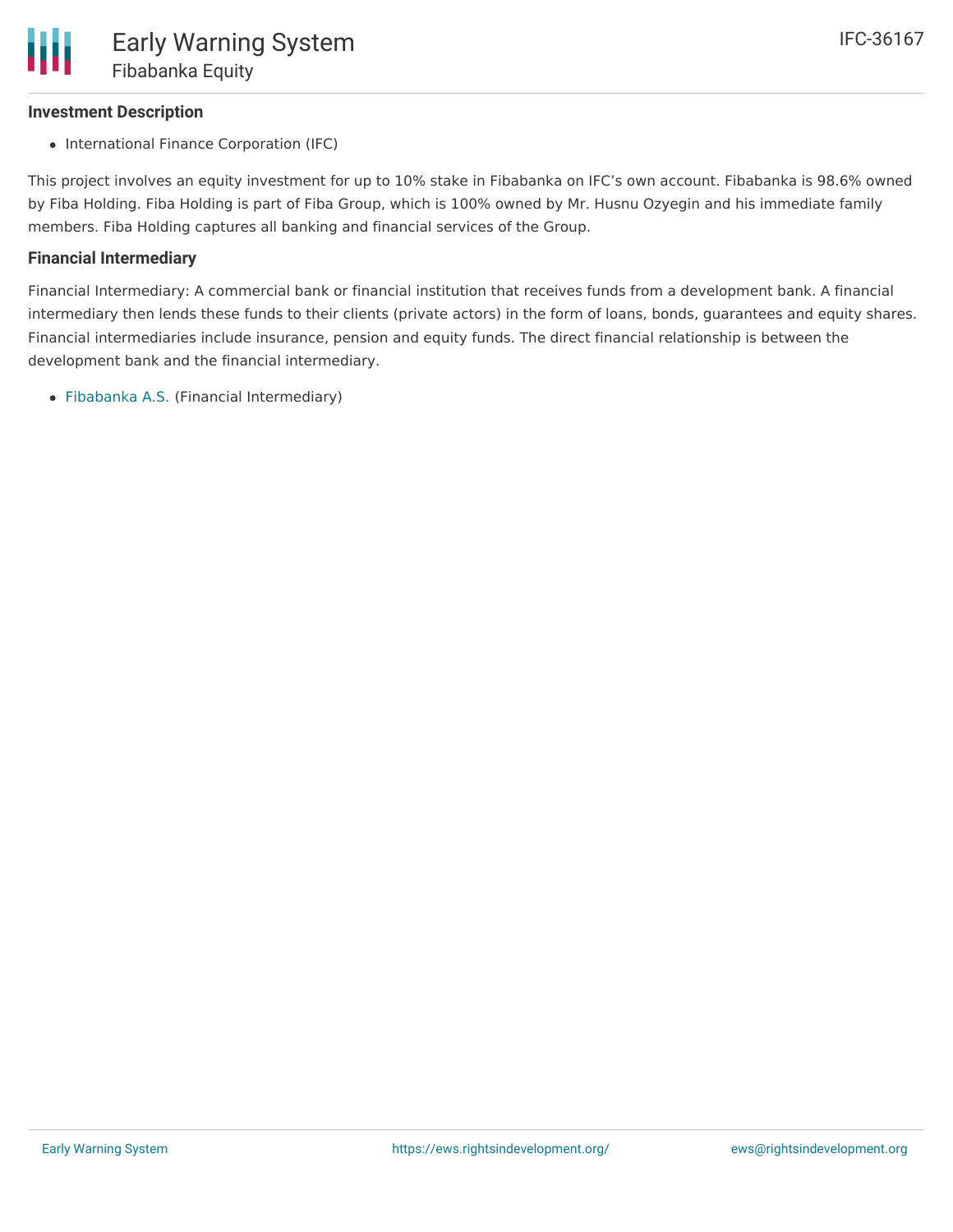### Investment Description

- International Finance Corporation (IFC)

This project involves an equity investment for up to 10% stake in Fibabanka on IFC's own account. Fibabanka is 98.6% owned by Fiba Holding. Fiba Holding is part of Fiba Group, which is 100% owned by Mr. Husnu Ozyegin and his immediate family members. Fiba Holding captures all banking and financial services of the Group.

### Financial Intermediary

Financial Intermediary: A commercial bank or financial institution that receives funds from a development bank. A financial intermediary then lends these funds to their clients (private actors) in the form of loans, bonds, guarantees and equity shares. Financial intermediaries include insurance, pension and equity funds. The direct financial relationship is between the development bank and the financial intermediary.

- Fibabanka A.S. (Financial Intermediary)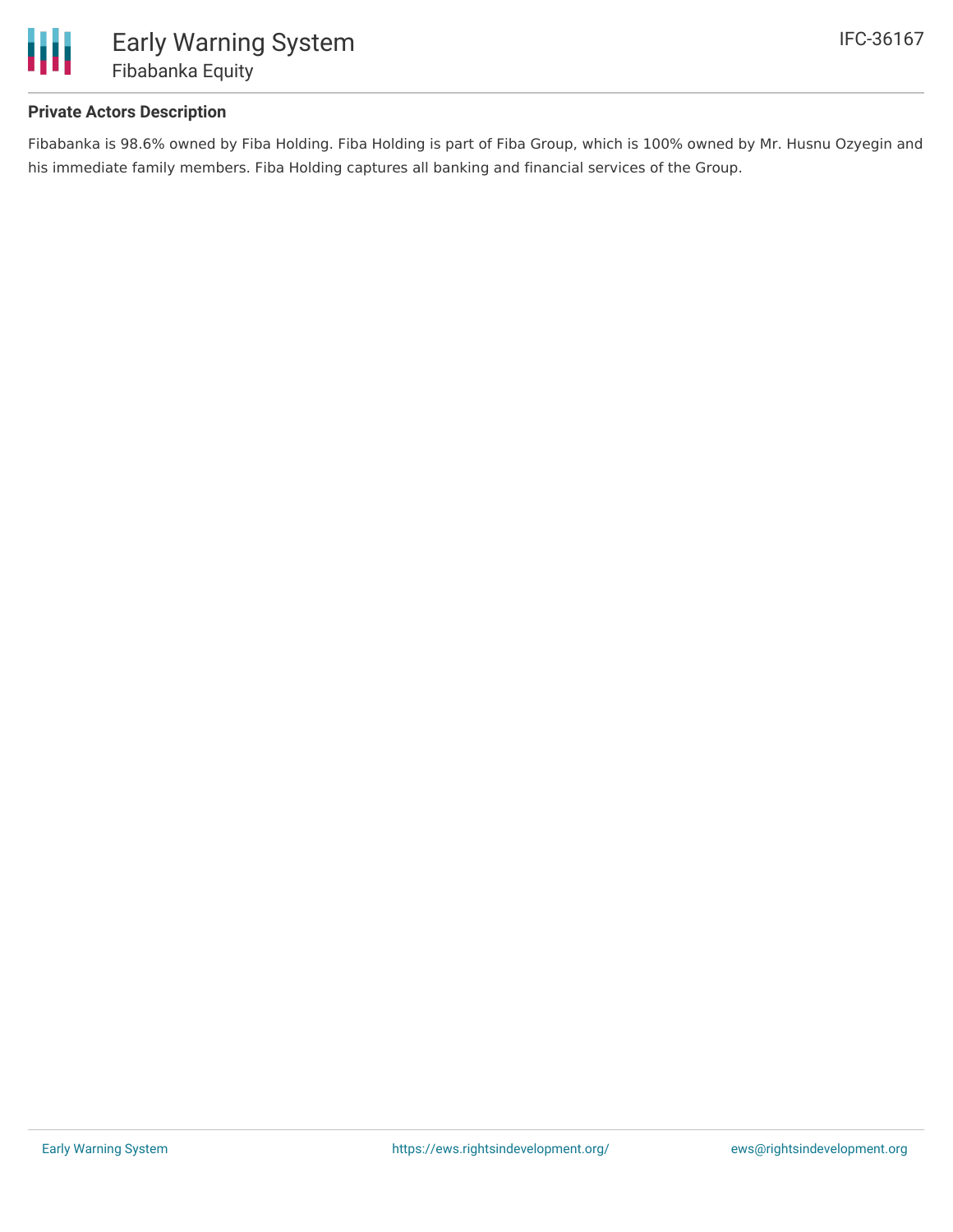**Private Actors Description**

Fibabanka is 98.6% owned by Fiba Holding. Fiba Holding is part of Fiba Group, which is 100% owned by Mr. Husnu Ozyegin and his immediate family members. Fiba Holding captures all banking and financial services of the Group.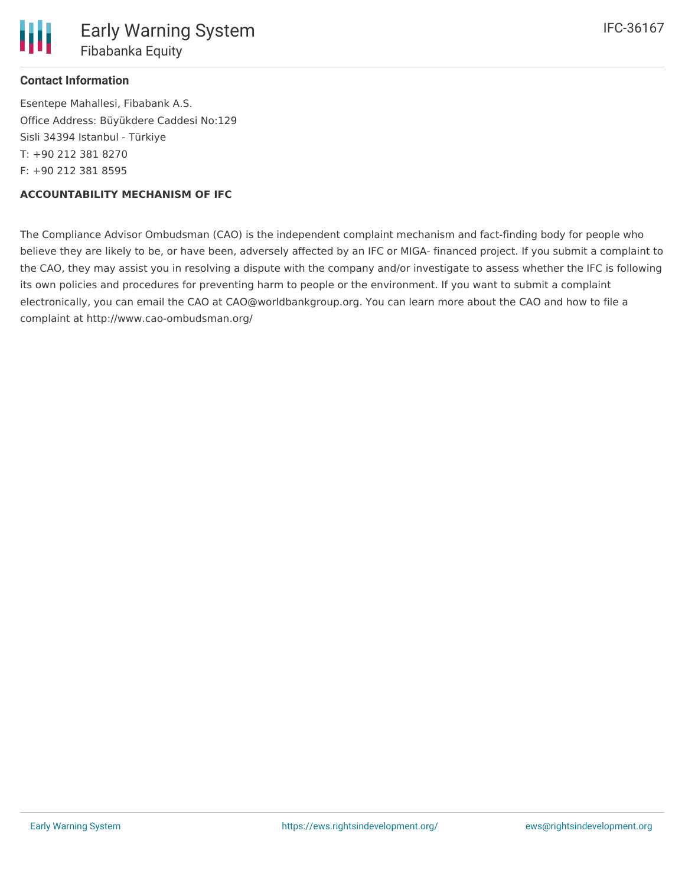### Contact Information

Esentepe Mahallesi, Fibabank A.S.
Office Address: Büyükdere Caddesi No:129
Sisli 34394 Istanbul - Türkiye
T: +90 212 381 8270
F: +90 212 381 8595

**ACCOUNTABILITY MECHANISM OF IFC**

The Compliance Advisor Ombudsman (CAO) is the independent complaint mechanism and fact-finding body for people who believe they are likely to be, or have been, adversely affected by an IFC or MIGA- financed project. If you submit a complaint to the CAO, they may assist you in resolving a dispute with the company and/or investigate to assess whether the IFC is following its own policies and procedures for preventing harm to people or the environment. If you want to submit a complaint electronically, you can email the CAO at CAO@worldbankgroup.org. You can learn more about the CAO and how to file a complaint at http://www.cao-ombudsman.org/